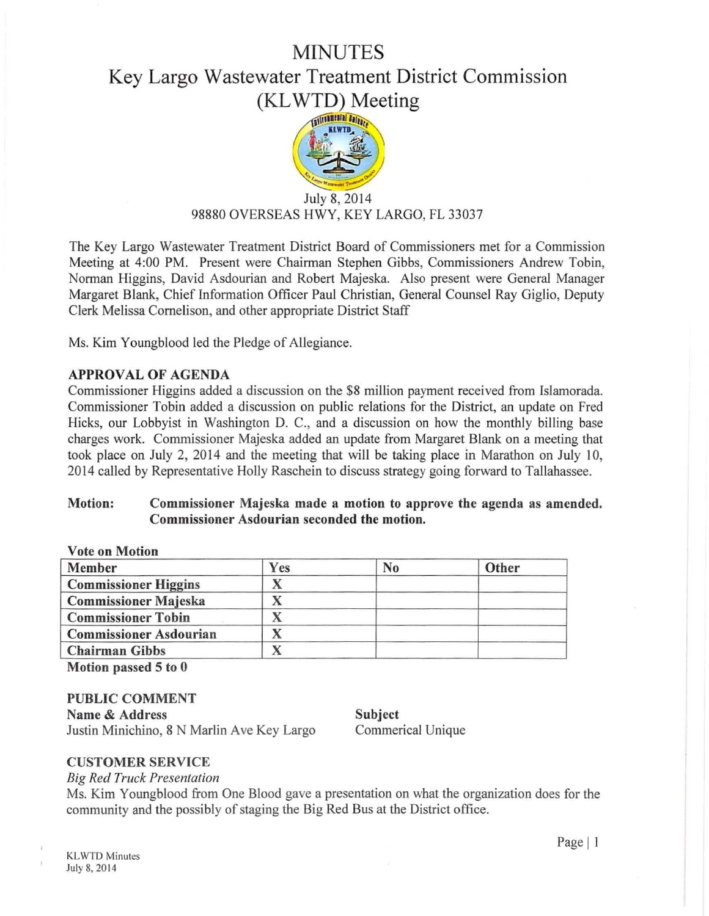# MINUTES

## Key Largo Wastewater Treatment District Commission (KLWTD) Meeting

July 8, 2014
98880 OVERSEAS HWY, KEY LARGO, FL 33037

The Key Largo Wastewater Treatment District Board of Commissioners met for a Commission Meeting at 4:00 PM. Present were Chairman Stephen Gibbs, Commissioners Andrew Tobin, Norman Higgins, David Asdourian and Robert Majeska. Also present were General Manager Margaret Blank, Chief Information Officer Paul Christian, General Counsel Ray Giglio, Deputy Clerk Melissa Cornelison, and other appropriate District Staff

Ms. Kim Youngblood led the Pledge of Allegiance.

### APPROVAL OF AGENDA

Commissioner Higgins added a discussion on the $8 million payment received from Islamorada. Commissioner Tobin added a discussion on public relations for the District, an update on Fred Hicks, our Lobbyist in Washington D. C., and a discussion on how the monthly billing base charges work. Commissioner Majeska added an update from Margaret Blank on a meeting that took place on July 2, 2014 and the meeting that will be taking place in Marathon on July 10, 2014 called by Representative Holly Raschein to discuss strategy going forward to Tallahassee.

**Motion: Commissioner Majeska made a motion to approve the agenda as amended. Commissioner Asdourian seconded the motion.**

**Vote on Motion**

| Member | Yes | No | Other |
|---|---|---|---|
| Commissioner Higgins | X | | |
| Commissioner Majeska | X | | |
| Commissioner Tobin | X | | |
| Commissioner Asdourian | X | | |
| Chairman Gibbs | X | | |

**Motion passed 5 to 0**

### PUBLIC COMMENT

| Name & Address | Subject |
|---|---|
| Justin Minichino, 8 N Marlin Ave Key Largo | Commerical Unique |

### CUSTOMER SERVICE

*Big Red Truck Presentation*

Ms. Kim Youngblood from One Blood gave a presentation on what the organization does for the community and the possibly of staging the Big Red Bus at the District office.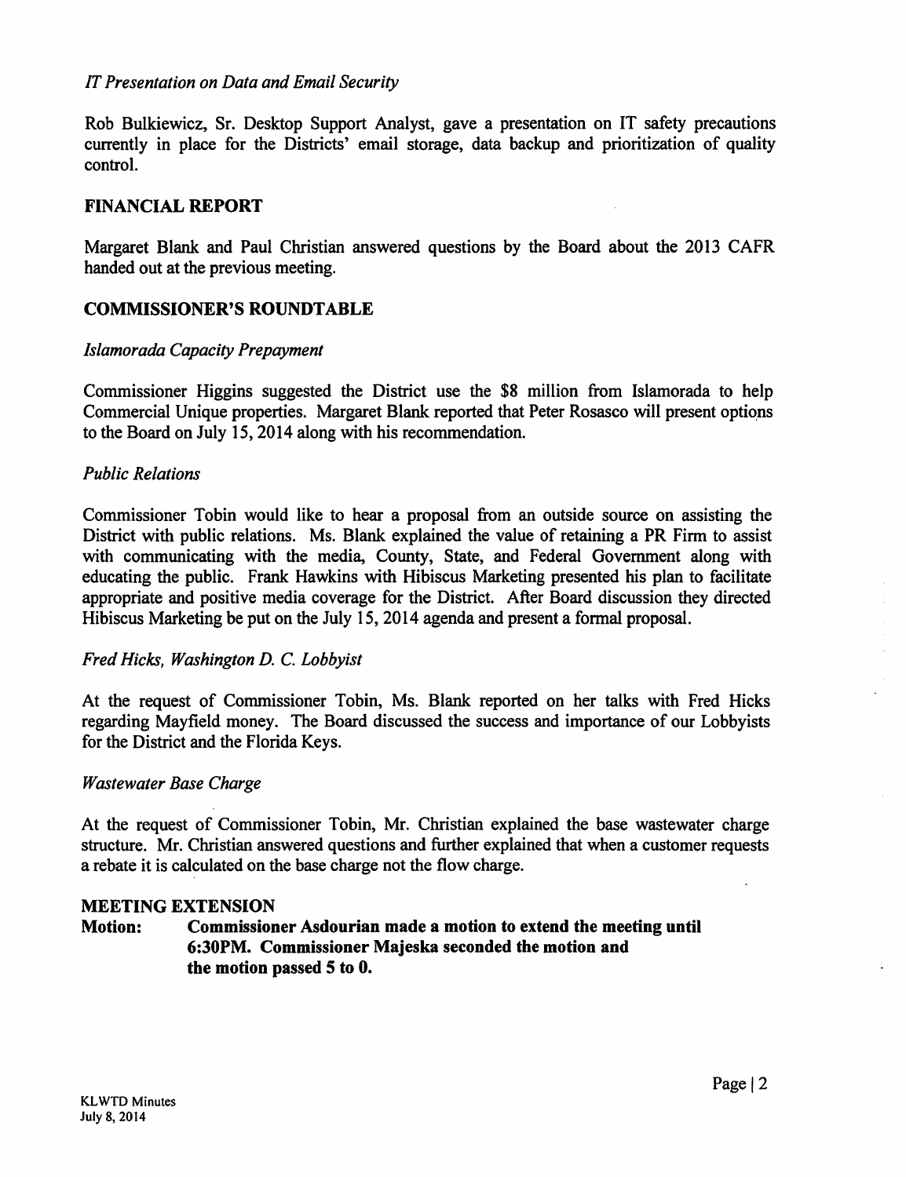*IT Presentation on Data and Email Security*

Rob Bulkiewicz, Sr. Desktop Support Analyst, gave a presentation on IT safety precautions currently in place for the Districts' email storage, data backup and prioritization of quality control.

## FINANCIAL REPORT

Margaret Blank and Paul Christian answered questions by the Board about the 2013 CAFR handed out at the previous meeting.

## COMMISSIONER'S ROUNDTABLE

*Islamorada Capacity Prepayment*

Commissioner Higgins suggested the District use the $8 million from Islamorada to help Commercial Unique properties. Margaret Blank reported that Peter Rosasco will present options to the Board on July 15, 2014 along with his recommendation.

*Public Relations*

Commissioner Tobin would like to hear a proposal from an outside source on assisting the District with public relations. Ms. Blank explained the value of retaining a PR Firm to assist with communicating with the media, County, State, and Federal Government along with educating the public. Frank Hawkins with Hibiscus Marketing presented his plan to facilitate appropriate and positive media coverage for the District. After Board discussion they directed Hibiscus Marketing be put on the July 15, 2014 agenda and present a formal proposal.

*Fred Hicks, Washington D. C. Lobbyist*

At the request of Commissioner Tobin, Ms. Blank reported on her talks with Fred Hicks regarding Mayfield money. The Board discussed the success and importance of our Lobbyists for the District and the Florida Keys.

*Wastewater Base Charge*

At the request of Commissioner Tobin, Mr. Christian explained the base wastewater charge structure. Mr. Christian answered questions and further explained that when a customer requests a rebate it is calculated on the base charge not the flow charge.

## MEETING EXTENSION

**Motion: Commissioner Asdourian made a motion to extend the meeting until 6:30PM. Commissioner Majeska seconded the motion and the motion passed 5 to 0.**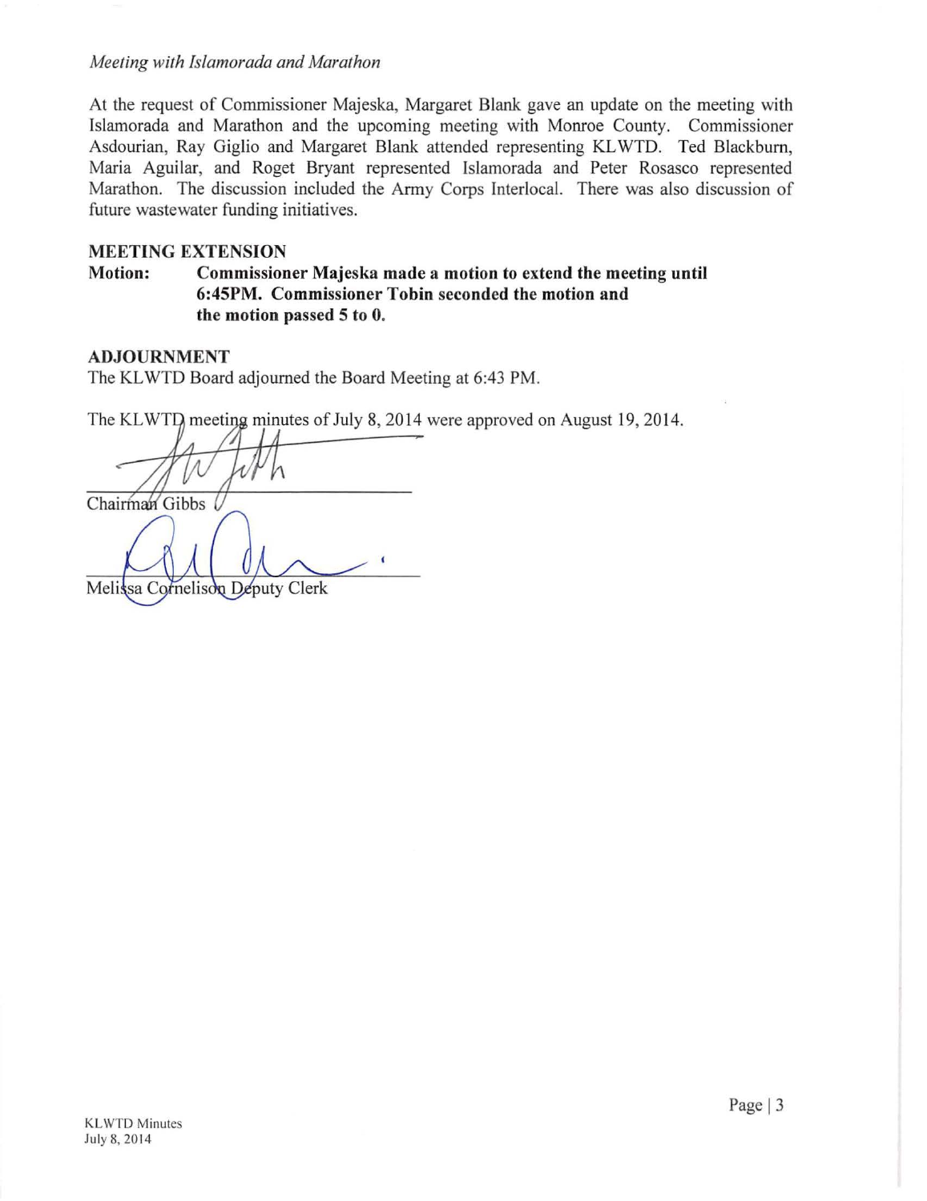*Meeting with Islamorada and Marathon*

At the request of Commissioner Majeska, Margaret Blank gave an update on the meeting with Islamorada and Marathon and the upcoming meeting with Monroe County. Commissioner Asdourian, Ray Giglio and Margaret Blank attended representing KLWTD. Ted Blackburn, Maria Aguilar, and Roget Bryant represented Islamorada and Peter Rosasco represented Marathon. The discussion included the Army Corps Interlocal. There was also discussion of future wastewater funding initiatives.

**MEETING EXTENSION**

**Motion: Commissioner Majeska made a motion to extend the meeting until 6:45PM. Commissioner Tobin seconded the motion and the motion passed 5 to 0.**

**ADJOURNMENT**

The KLWTD Board adjourned the Board Meeting at 6:43 PM.

The KLWTD meeting minutes of July 8, 2014 were approved on August 19, 2014.

Chairman Gibbs

Melissa Cornelison Deputy Clerk